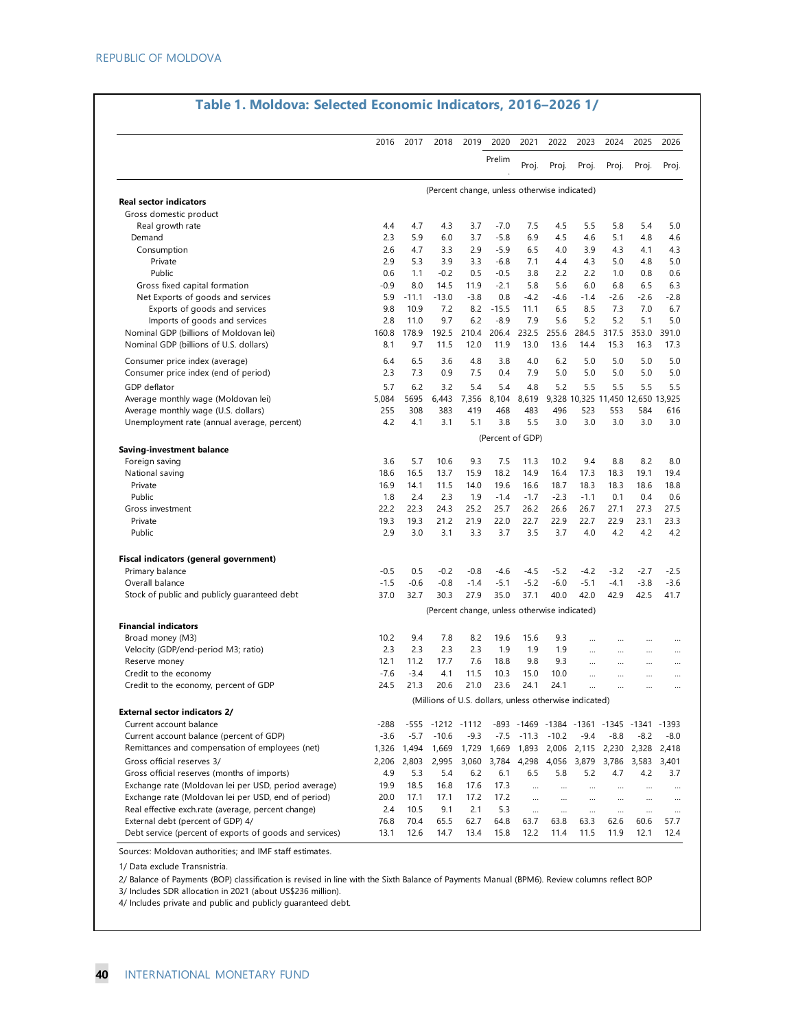# Table 1. Moldova: Selected Economic Indicators, 2016–2026 1/

| | 2016 | 2017 | 2018 | 2019 | 2020 | 2021 | 2022 | 2023 | 2024 | 2025 | 2026 |
|---|---|---|---|---|---|---|---|---|---|---|---|
| | | | | | Prelim. | Proj. | Proj. | Proj. | Proj. | Proj. | Proj. |
| | (Percent change, unless otherwise indicated) | | | | | | | | | | |
| **Real sector indicators** | | | | | | | | | | | |
| Gross domestic product | | | | | | | | | | | |
| Real growth rate | 4.4 | 4.7 | 4.3 | 3.7 | -7.0 | 7.5 | 4.5 | 5.5 | 5.8 | 5.4 | 5.0 |
| Demand | 2.3 | 5.9 | 6.0 | 3.7 | -5.8 | 6.9 | 4.5 | 4.6 | 5.1 | 4.8 | 4.6 |
| Consumption | 2.6 | 4.7 | 3.3 | 2.9 | -5.9 | 6.5 | 4.0 | 3.9 | 4.3 | 4.1 | 4.3 |
| Private | 2.9 | 5.3 | 3.9 | 3.3 | -6.8 | 7.1 | 4.4 | 4.3 | 5.0 | 4.8 | 5.0 |
| Public | 0.6 | 1.1 | -0.2 | 0.5 | -0.5 | 3.8 | 2.2 | 2.2 | 1.0 | 0.8 | 0.6 |
| Gross fixed capital formation | -0.9 | 8.0 | 14.5 | 11.9 | -2.1 | 5.8 | 5.6 | 6.0 | 6.8 | 6.5 | 6.3 |
| Net Exports of goods and services | 5.9 | -11.1 | -13.0 | -3.8 | 0.8 | -4.2 | -4.6 | -1.4 | -2.6 | -2.6 | -2.8 |
| Exports of goods and services | 9.8 | 10.9 | 7.2 | 8.2 | -15.5 | 11.1 | 6.5 | 8.5 | 7.3 | 7.0 | 6.7 |
| Imports of goods and services | 2.8 | 11.0 | 9.7 | 6.2 | -8.9 | 7.9 | 5.6 | 5.2 | 5.2 | 5.1 | 5.0 |
| Nominal GDP (billions of Moldovan lei) | 160.8 | 178.9 | 192.5 | 210.4 | 206.4 | 232.5 | 255.6 | 284.5 | 317.5 | 353.0 | 391.0 |
| Nominal GDP (billions of U.S. dollars) | 8.1 | 9.7 | 11.5 | 12.0 | 11.9 | 13.0 | 13.6 | 14.4 | 15.3 | 16.3 | 17.3 |
| Consumer price index (average) | 6.4 | 6.5 | 3.6 | 4.8 | 3.8 | 4.0 | 6.2 | 5.0 | 5.0 | 5.0 | 5.0 |
| Consumer price index (end of period) | 2.3 | 7.3 | 0.9 | 7.5 | 0.4 | 7.9 | 5.0 | 5.0 | 5.0 | 5.0 | 5.0 |
| GDP deflator | 5.7 | 6.2 | 3.2 | 5.4 | 5.4 | 4.8 | 5.2 | 5.5 | 5.5 | 5.5 | 5.5 |
| Average monthly wage (Moldovan lei) | 5,084 | 5695 | 6,443 | 7,356 | 8,104 | 8,619 | 9,328 | 10,325 | 11,450 | 12,650 | 13,925 |
| Average monthly wage (U.S. dollars) | 255 | 308 | 383 | 419 | 468 | 483 | 496 | 523 | 553 | 584 | 616 |
| Unemployment rate (annual average, percent) | 4.2 | 4.1 | 3.1 | 5.1 | 3.8 | 5.5 | 3.0 | 3.0 | 3.0 | 3.0 | 3.0 |
| | (Percent of GDP) | | | | | | | | | | |
| **Saving-investment balance** | | | | | | | | | | | |
| Foreign saving | 3.6 | 5.7 | 10.6 | 9.3 | 7.5 | 11.3 | 10.2 | 9.4 | 8.8 | 8.2 | 8.0 |
| National saving | 18.6 | 16.5 | 13.7 | 15.9 | 18.2 | 14.9 | 16.4 | 17.3 | 18.3 | 19.1 | 19.4 |
| Private | 16.9 | 14.1 | 11.5 | 14.0 | 19.6 | 16.6 | 18.7 | 18.3 | 18.3 | 18.6 | 18.8 |
| Public | 1.8 | 2.4 | 2.3 | 1.9 | -1.4 | -1.7 | -2.3 | -1.1 | 0.1 | 0.4 | 0.6 |
| Gross investment | 22.2 | 22.3 | 24.3 | 25.2 | 25.7 | 26.2 | 26.6 | 26.7 | 27.1 | 27.3 | 27.5 |
| Private | 19.3 | 19.3 | 21.2 | 21.9 | 22.0 | 22.7 | 22.9 | 22.7 | 22.9 | 23.1 | 23.3 |
| Public | 2.9 | 3.0 | 3.1 | 3.3 | 3.7 | 3.5 | 3.7 | 4.0 | 4.2 | 4.2 | 4.2 |
| **Fiscal indicators (general government)** | | | | | | | | | | | |
| Primary balance | -0.5 | 0.5 | -0.2 | -0.8 | -4.6 | -4.5 | -5.2 | -4.2 | -3.2 | -2.7 | -2.5 |
| Overall balance | -1.5 | -0.6 | -0.8 | -1.4 | -5.1 | -5.2 | -6.0 | -5.1 | -4.1 | -3.8 | -3.6 |
| Stock of public and publicly guaranteed debt | 37.0 | 32.7 | 30.3 | 27.9 | 35.0 | 37.1 | 40.0 | 42.0 | 42.9 | 42.5 | 41.7 |
| | (Percent change, unless otherwise indicated) | | | | | | | | | | |
| **Financial indicators** | | | | | | | | | | | |
| Broad money (M3) | 10.2 | 9.4 | 7.8 | 8.2 | 19.6 | 15.6 | 9.3 | ... | ... | ... | ... |
| Velocity (GDP/end-period M3; ratio) | 2.3 | 2.3 | 2.3 | 2.3 | 1.9 | 1.9 | 1.9 | ... | ... | ... | ... |
| Reserve money | 12.1 | 11.2 | 17.7 | 7.6 | 18.8 | 9.8 | 9.3 | ... | ... | ... | ... |
| Credit to the economy | -7.6 | -3.4 | 4.1 | 11.5 | 10.3 | 15.0 | 10.0 | ... | ... | ... | ... |
| Credit to the economy, percent of GDP | 24.5 | 21.3 | 20.6 | 21.0 | 23.6 | 24.1 | 24.1 | ... | ... | ... | ... |
| | (Millions of U.S. dollars, unless otherwise indicated) | | | | | | | | | | |
| **External sector indicators 2/** | | | | | | | | | | | |
| Current account balance | -288 | -555 | -1212 | -1112 | -893 | -1469 | -1384 | -1361 | -1345 | -1341 | -1393 |
| Current account balance (percent of GDP) | -3.6 | -5.7 | -10.6 | -9.3 | -7.5 | -11.3 | -10.2 | -9.4 | -8.8 | -8.2 | -8.0 |
| Remittances and compensation of employees (net) | 1,326 | 1,494 | 1,669 | 1,729 | 1,669 | 1,893 | 2,006 | 2,115 | 2,230 | 2,328 | 2,418 |
| Gross official reserves 3/ | 2,206 | 2,803 | 2,995 | 3,060 | 3,784 | 4,298 | 4,056 | 3,879 | 3,786 | 3,583 | 3,401 |
| Gross official reserves (months of imports) | 4.9 | 5.3 | 5.4 | 6.2 | 6.1 | 6.5 | 5.8 | 5.2 | 4.7 | 4.2 | 3.7 |
| Exchange rate (Moldovan lei per USD, period average) | 19.9 | 18.5 | 16.8 | 17.6 | 17.3 | ... | ... | ... | ... | ... | ... |
| Exchange rate (Moldovan lei per USD, end of period) | 20.0 | 17.1 | 17.1 | 17.2 | 17.2 | ... | ... | ... | ... | ... | ... |
| Real effective exch.rate (average, percent change) | 2.4 | 10.5 | 9.1 | 2.1 | 5.3 | ... | ... | ... | ... | ... | ... |
| External debt (percent of GDP) 4/ | 76.8 | 70.4 | 65.5 | 62.7 | 64.8 | 63.7 | 63.8 | 63.3 | 62.6 | 60.6 | 57.7 |
| Debt service (percent of exports of goods and services) | 13.1 | 12.6 | 14.7 | 13.4 | 15.8 | 12.2 | 11.4 | 11.5 | 11.9 | 12.1 | 12.4 |

Sources: Moldovan authorities; and IMF staff estimates.

1/ Data exclude Transnistria.

2/ Balance of Payments (BOP) classification is revised in line with the Sixth Balance of Payments Manual (BPM6). Review columns reflect BOP

3/ Includes SDR allocation in 2021 (about US$236 million).

4/ Includes private and public and publicly guaranteed debt.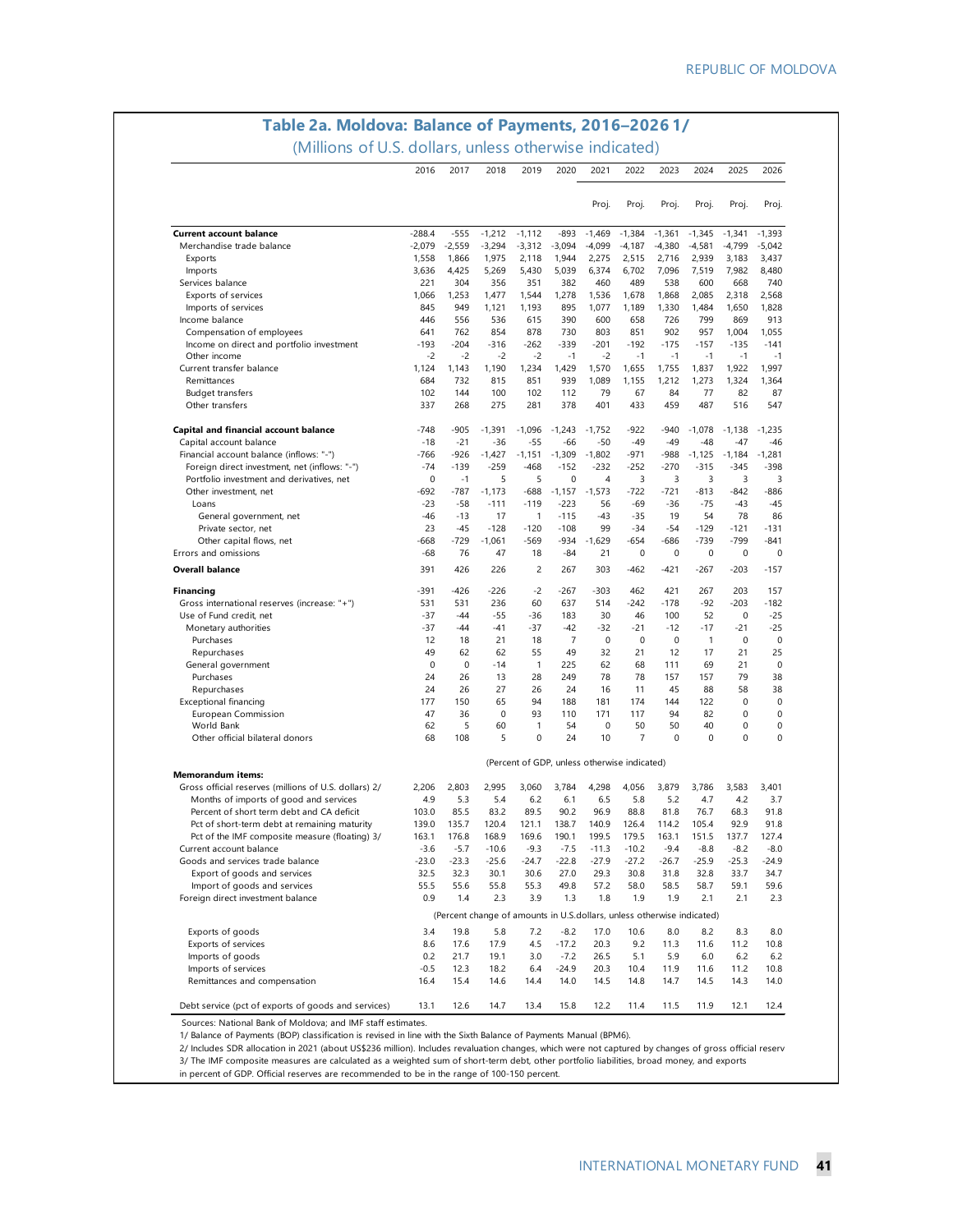## Table 2a. Moldova: Balance of Payments, 2016–2026 1/

(Millions of U.S. dollars, unless otherwise indicated)

| | 2016 | 2017 | 2018 | 2019 | 2020 | 2021 | 2022 | 2023 | 2024 | 2025 | 2026 |
|---|---|---|---|---|---|---|---|---|---|---|---|
| | | | | | | Proj. | Proj. | Proj. | Proj. | Proj. | Proj. |
| **Current account balance** | -288.4 | -555 | -1,212 | -1,112 | -893 | -1,469 | -1,384 | -1,361 | -1,345 | -1,341 | -1,393 |
| Merchandise trade balance | -2,079 | -2,559 | -3,294 | -3,312 | -3,094 | -4,099 | -4,187 | -4,380 | -4,581 | -4,799 | -5,042 |
| Exports | 1,558 | 1,866 | 1,975 | 2,118 | 1,944 | 2,275 | 2,515 | 2,716 | 2,939 | 3,183 | 3,437 |
| Imports | 3,636 | 4,425 | 5,269 | 5,430 | 5,039 | 6,374 | 6,702 | 7,096 | 7,519 | 7,982 | 8,480 |
| Services balance | 221 | 304 | 356 | 351 | 382 | 460 | 489 | 538 | 600 | 668 | 740 |
| Exports of services | 1,066 | 1,253 | 1,477 | 1,544 | 1,278 | 1,536 | 1,678 | 1,868 | 2,085 | 2,318 | 2,568 |
| Imports of services | 845 | 949 | 1,121 | 1,193 | 895 | 1,077 | 1,189 | 1,330 | 1,484 | 1,650 | 1,828 |
| Income balance | 446 | 556 | 536 | 615 | 390 | 600 | 658 | 726 | 799 | 869 | 913 |
| Compensation of employees | 641 | 762 | 854 | 878 | 730 | 803 | 851 | 902 | 957 | 1,004 | 1,055 |
| Income on direct and portfolio investment | -193 | -204 | -316 | -262 | -339 | -201 | -192 | -175 | -157 | -135 | -141 |
| Other income | -2 | -2 | -2 | -2 | -1 | -2 | -1 | -1 | -1 | -1 | -1 |
| Current transfer balance | 1,124 | 1,143 | 1,190 | 1,234 | 1,429 | 1,570 | 1,655 | 1,755 | 1,837 | 1,922 | 1,997 |
| Remittances | 684 | 732 | 815 | 851 | 939 | 1,089 | 1,155 | 1,212 | 1,273 | 1,324 | 1,364 |
| Budget transfers | 102 | 144 | 100 | 102 | 112 | 79 | 67 | 84 | 77 | 82 | 87 |
| Other transfers | 337 | 268 | 275 | 281 | 378 | 401 | 433 | 459 | 487 | 516 | 547 |
| **Capital and financial account balance** | -748 | -905 | -1,391 | -1,096 | -1,243 | -1,752 | -922 | -940 | -1,078 | -1,138 | -1,235 |
| Capital account balance | -18 | -21 | -36 | -55 | -66 | -50 | -49 | -49 | -48 | -47 | -46 |
| Financial account balance (inflows: "-") | -766 | -926 | -1,427 | -1,151 | -1,309 | -1,802 | -971 | -988 | -1,125 | -1,184 | -1,281 |
| Foreign direct investment, net (inflows: "-") | -74 | -139 | -259 | -468 | -152 | -232 | -252 | -270 | -315 | -345 | -398 |
| Portfolio investment and derivatives, net | 0 | -1 | 5 | 5 | 0 | 4 | 3 | 3 | 3 | 3 | 3 |
| Other investment, net | -692 | -787 | -1,173 | -688 | -1,157 | -1,573 | -722 | -721 | -813 | -842 | -886 |
| Loans | -23 | -58 | -111 | -119 | -223 | 56 | -69 | -36 | -75 | -43 | -45 |
| General government, net | -46 | -13 | 17 | 1 | -115 | -43 | -35 | 19 | 54 | 78 | 86 |
| Private sector, net | 23 | -45 | -128 | -120 | -108 | 99 | -34 | -54 | -129 | -121 | -131 |
| Other capital flows, net | -668 | -729 | -1,061 | -569 | -934 | -1,629 | -654 | -686 | -739 | -799 | -841 |
| Errors and omissions | -68 | 76 | 47 | 18 | -84 | 21 | 0 | 0 | 0 | 0 | 0 |
| **Overall balance** | 391 | 426 | 226 | 2 | 267 | 303 | -462 | -421 | -267 | -203 | -157 |
| **Financing** | -391 | -426 | -226 | -2 | -267 | -303 | 462 | 421 | 267 | 203 | 157 |
| Gross international reserves (increase: "+") | 531 | 531 | 236 | 60 | 637 | 514 | -242 | -178 | -92 | -203 | -182 |
| Use of Fund credit, net | -37 | -44 | -55 | -36 | 183 | 30 | 46 | 100 | 52 | 0 | -25 |
| Monetary authorities | -37 | -44 | -41 | -37 | -42 | -32 | -21 | -12 | -17 | -21 | -25 |
| Purchases | 12 | 18 | 21 | 18 | 7 | 0 | 0 | 0 | 1 | 0 | 0 |
| Repurchases | 49 | 62 | 62 | 55 | 49 | 32 | 21 | 12 | 17 | 21 | 25 |
| General government | 0 | 0 | -14 | 1 | 225 | 62 | 68 | 111 | 69 | 21 | 0 |
| Purchases | 24 | 26 | 13 | 28 | 249 | 78 | 78 | 157 | 157 | 79 | 38 |
| Repurchases | 24 | 26 | 27 | 26 | 24 | 16 | 11 | 45 | 88 | 58 | 38 |
| Exceptional financing | 177 | 150 | 65 | 94 | 188 | 181 | 174 | 144 | 122 | 0 | 0 |
| European Commission | 47 | 36 | 0 | 93 | 110 | 171 | 117 | 94 | 82 | 0 | 0 |
| World Bank | 62 | 5 | 60 | 1 | 54 | 0 | 50 | 50 | 40 | 0 | 0 |
| Other official bilateral donors | 68 | 108 | 5 | 0 | 24 | 10 | 7 | 0 | 0 | 0 | 0 |
| | (Percent of GDP, unless otherwise indicated) | | | | | | | | | | |
| **Memorandum items:** | | | | | | | | | | | |
| Gross official reserves (millions of U.S. dollars) 2/ | 2,206 | 2,803 | 2,995 | 3,060 | 3,784 | 4,298 | 4,056 | 3,879 | 3,786 | 3,583 | 3,401 |
| Months of imports of good and services | 4.9 | 5.3 | 5.4 | 6.2 | 6.1 | 6.5 | 5.8 | 5.2 | 4.7 | 4.2 | 3.7 |
| Percent of short term debt and CA deficit | 103.0 | 85.5 | 83.2 | 89.5 | 90.2 | 96.9 | 88.8 | 81.8 | 76.7 | 68.3 | 91.8 |
| Pct of short-term debt at remaining maturity | 139.0 | 135.7 | 120.4 | 121.1 | 138.7 | 140.9 | 126.4 | 114.2 | 105.4 | 92.9 | 91.8 |
| Pct of the IMF composite measure (floating) 3/ | 163.1 | 176.8 | 168.9 | 169.6 | 190.1 | 199.5 | 179.5 | 163.1 | 151.5 | 137.7 | 127.4 |
| Current account balance | -3.6 | -5.7 | -10.6 | -9.3 | -7.5 | -11.3 | -10.2 | -9.4 | -8.8 | -8.2 | -8.0 |
| Goods and services trade balance | -23.0 | -23.3 | -25.6 | -24.7 | -22.8 | -27.9 | -27.2 | -26.7 | -25.9 | -25.3 | -24.9 |
| Export of goods and services | 32.5 | 32.3 | 30.1 | 30.6 | 27.0 | 29.3 | 30.8 | 31.8 | 32.8 | 33.7 | 34.7 |
| Import of goods and services | 55.5 | 55.6 | 55.8 | 55.3 | 49.8 | 57.2 | 58.0 | 58.5 | 58.7 | 59.1 | 59.6 |
| Foreign direct investment balance | 0.9 | 1.4 | 2.3 | 3.9 | 1.3 | 1.8 | 1.9 | 1.9 | 2.1 | 2.1 | 2.3 |
| | (Percent change of amounts in U.S.dollars, unless otherwise indicated) | | | | | | | | | | |
| Exports of goods | 3.4 | 19.8 | 5.8 | 7.2 | -8.2 | 17.0 | 10.6 | 8.0 | 8.2 | 8.3 | 8.0 |
| Exports of services | 8.6 | 17.6 | 17.9 | 4.5 | -17.2 | 20.3 | 9.2 | 11.3 | 11.6 | 11.2 | 10.8 |
| Imports of goods | 0.2 | 21.7 | 19.1 | 3.0 | -7.2 | 26.5 | 5.1 | 5.9 | 6.0 | 6.2 | 6.2 |
| Imports of services | -0.5 | 12.3 | 18.2 | 6.4 | -24.9 | 20.3 | 10.4 | 11.9 | 11.6 | 11.2 | 10.8 |
| Remittances and compensation | 16.4 | 15.4 | 14.6 | 14.4 | 14.0 | 14.5 | 14.8 | 14.7 | 14.5 | 14.3 | 14.0 |
| Debt service (pct of exports of goods and services) | 13.1 | 12.6 | 14.7 | 13.4 | 15.8 | 12.2 | 11.4 | 11.5 | 11.9 | 12.1 | 12.4 |

Sources: National Bank of Moldova; and IMF staff estimates.

1/ Balance of Payments (BOP) classification is revised in line with the Sixth Balance of Payments Manual (BPM6).

2/ Includes SDR allocation in 2021 (about US$236 million). Includes revaluation changes, which were not captured by changes of gross official reserv

3/ The IMF composite measures are calculated as a weighted sum of short-term debt, other portfolio liabilities, broad money, and exports in percent of GDP. Official reserves are recommended to be in the range of 100-150 percent.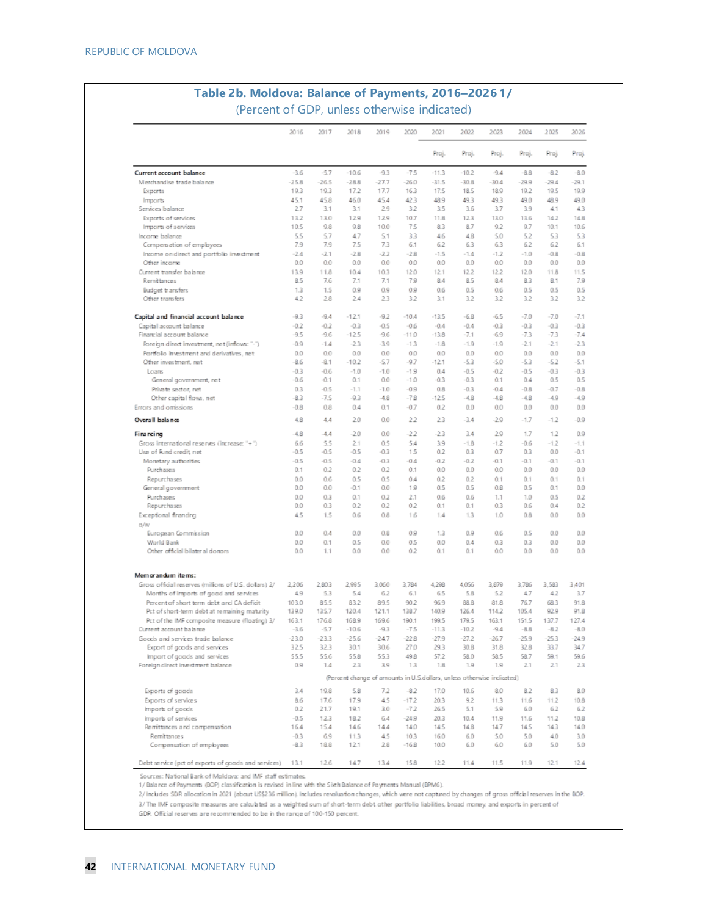## Table 2b. Moldova: Balance of Payments, 2016–2026 1/

(Percent of GDP, unless otherwise indicated)

| | 2016 | 2017 | 2018 | 2019 | 2020 | 2021 | 2022 | 2023 | 2024 | 2025 | 2026 |
|---|---|---|---|---|---|---|---|---|---|---|---|
| | | | | | | Proj. | Proj. | Proj. | Proj. | Proj. | Proj. |
| **Current account balance** | -3.6 | -5.7 | -10.6 | -9.3 | -7.5 | -11.3 | -10.2 | -9.4 | -8.8 | -8.2 | -8.0 |
| Merchandise trade balance | -25.8 | -26.5 | -28.8 | -27.7 | -26.0 | -31.5 | -30.8 | -30.4 | -29.9 | -29.4 | -29.1 |
| Exports | 19.3 | 19.3 | 17.2 | 17.7 | 16.3 | 17.5 | 18.5 | 18.9 | 19.2 | 19.5 | 19.9 |
| Imports | 45.1 | 45.8 | 46.0 | 45.4 | 42.3 | 48.9 | 49.3 | 49.3 | 49.0 | 48.9 | 49.0 |
| Services balance | 2.7 | 3.1 | 3.1 | 2.9 | 3.2 | 3.5 | 3.6 | 3.7 | 3.9 | 4.1 | 4.3 |
| Exports of services | 13.2 | 13.0 | 12.9 | 12.9 | 10.7 | 11.8 | 12.3 | 13.0 | 13.6 | 14.2 | 14.8 |
| Imports of services | 10.5 | 9.8 | 9.8 | 10.0 | 7.5 | 8.3 | 8.7 | 9.2 | 9.7 | 10.1 | 10.6 |
| Income balance | 5.5 | 5.7 | 4.7 | 5.1 | 3.3 | 4.6 | 4.8 | 5.0 | 5.2 | 5.3 | 5.3 |
| Compensation of employees | 7.9 | 7.9 | 7.5 | 7.3 | 6.1 | 6.2 | 6.3 | 6.3 | 6.2 | 6.2 | 6.1 |
| Income on direct and portfolio investment | -2.4 | -2.1 | -2.8 | -2.2 | -2.8 | -1.5 | -1.4 | -1.2 | -1.0 | -0.8 | -0.8 |
| Other income | 0.0 | 0.0 | 0.0 | 0.0 | 0.0 | 0.0 | 0.0 | 0.0 | 0.0 | 0.0 | 0.0 |
| Current transfer balance | 13.9 | 11.8 | 10.4 | 10.3 | 12.0 | 12.1 | 12.2 | 12.2 | 12.0 | 11.8 | 11.5 |
| Remittances | 8.5 | 7.6 | 7.1 | 7.1 | 7.9 | 8.4 | 8.5 | 8.4 | 8.3 | 8.1 | 7.9 |
| Budget transfers | 1.3 | 1.5 | 0.9 | 0.9 | 0.9 | 0.6 | 0.5 | 0.6 | 0.5 | 0.5 | 0.5 |
| Other transfers | 4.2 | 2.8 | 2.4 | 2.3 | 3.2 | 3.1 | 3.2 | 3.2 | 3.2 | 3.2 | 3.2 |
| **Capital and financial account balance** | -9.3 | -9.4 | -12.1 | -9.2 | -10.4 | -13.5 | -6.8 | -6.5 | -7.0 | -7.0 | -7.1 |
| Capital account balance | -0.2 | -0.2 | -0.3 | -0.5 | -0.6 | -0.4 | -0.4 | -0.3 | -0.3 | -0.3 | -0.3 |
| Financial account balance | -9.5 | -9.6 | -12.5 | -9.6 | -11.0 | -13.8 | -7.1 | -6.9 | -7.3 | -7.3 | -7.4 |
| Foreign direct investment, net (inflows: "-") | -0.9 | -1.4 | -2.3 | -3.9 | -1.3 | -1.8 | -1.9 | -1.9 | -2.1 | -2.1 | -2.3 |
| Portfolio investment and derivatives, net | 0.0 | 0.0 | 0.0 | 0.0 | 0.0 | 0.0 | 0.0 | 0.0 | 0.0 | 0.0 | 0.0 |
| Other investment, net | -8.6 | -8.1 | -10.2 | -5.7 | -9.7 | -12.1 | -5.3 | -5.0 | -5.3 | -5.2 | -5.1 |
| Loans | -0.3 | -0.6 | -1.0 | -1.0 | -1.9 | 0.4 | -0.5 | -0.2 | -0.5 | -0.3 | -0.3 |
| General government, net | -0.6 | -0.1 | 0.1 | 0.0 | -1.0 | -0.3 | -0.3 | 0.1 | 0.4 | 0.5 | 0.5 |
| Private sector, net | 0.3 | -0.5 | -1.1 | -1.0 | -0.9 | 0.8 | -0.3 | -0.4 | -0.8 | -0.7 | -0.8 |
| Other capital flows, net | -8.3 | -7.5 | -9.3 | -4.8 | -7.8 | -12.5 | -4.8 | -4.8 | -4.8 | -4.9 | -4.9 |
| Errors and omissions | -0.8 | 0.8 | 0.4 | 0.1 | -0.7 | 0.2 | 0.0 | 0.0 | 0.0 | 0.0 | 0.0 |
| **Overall balance** | 4.8 | 4.4 | 2.0 | 0.0 | 2.2 | 2.3 | -3.4 | -2.9 | -1.7 | -1.2 | -0.9 |
| **Financing** | -4.8 | -4.4 | -2.0 | 0.0 | -2.2 | -2.3 | 3.4 | 2.9 | 1.7 | 1.2 | 0.9 |
| Gross international reserves (increase: "+") | 6.6 | 5.5 | 2.1 | 0.5 | 5.4 | 3.9 | -1.8 | -1.2 | -0.6 | -1.2 | -1.1 |
| Use of Fund credit, net | -0.5 | -0.5 | -0.5 | -0.3 | 1.5 | 0.2 | 0.3 | 0.7 | 0.3 | 0.0 | -0.1 |
| Monetary authorities | -0.5 | -0.5 | -0.4 | -0.3 | -0.4 | -0.2 | -0.2 | -0.1 | -0.1 | -0.1 | -0.1 |
| Purchases | 0.1 | 0.2 | 0.2 | 0.2 | 0.1 | 0.0 | 0.0 | 0.0 | 0.0 | 0.0 | 0.0 |
| Repurchases | 0.0 | 0.6 | 0.5 | 0.5 | 0.4 | 0.2 | 0.2 | 0.1 | 0.1 | 0.1 | 0.1 |
| General government | 0.0 | 0.0 | -0.1 | 0.0 | 1.9 | 0.5 | 0.5 | 0.8 | 0.5 | 0.1 | 0.0 |
| Purchases | 0.0 | 0.3 | 0.1 | 0.2 | 2.1 | 0.6 | 0.6 | 1.1 | 1.0 | 0.5 | 0.2 |
| Repurchases | 0.0 | 0.3 | 0.2 | 0.2 | 0.2 | 0.1 | 0.1 | 0.3 | 0.6 | 0.4 | 0.2 |
| Exceptional financing | 4.5 | 1.5 | 0.6 | 0.8 | 1.6 | 1.4 | 1.3 | 1.0 | 0.8 | 0.0 | 0.0 |
| o/w | | | | | | | | | | | |
| European Commission | 0.0 | 0.4 | 0.0 | 0.8 | 0.9 | 1.3 | 0.9 | 0.6 | 0.5 | 0.0 | 0.0 |
| World Bank | 0.0 | 0.1 | 0.5 | 0.0 | 0.5 | 0.0 | 0.4 | 0.3 | 0.3 | 0.0 | 0.0 |
| Other official bilateral donors | 0.0 | 1.1 | 0.0 | 0.0 | 0.2 | 0.1 | 0.1 | 0.0 | 0.0 | 0.0 | 0.0 |
| **Memorandum items:** | | | | | | | | | | | |
| Gross official reserves (millions of U.S. dollars) 2/ | 2,206 | 2,803 | 2,995 | 3,060 | 3,784 | 4,298 | 4,056 | 3,879 | 3,786 | 3,583 | 3,401 |
| Months of imports of good and services | 4.9 | 5.3 | 5.4 | 6.2 | 6.1 | 6.5 | 5.8 | 5.2 | 4.7 | 4.2 | 3.7 |
| Percent of short term debt and CA deficit | 103.0 | 85.5 | 83.2 | 89.5 | 90.2 | 96.9 | 88.8 | 81.8 | 76.7 | 68.3 | 91.8 |
| Pct of short-term debt at remaining maturity | 139.0 | 135.7 | 120.4 | 121.1 | 138.7 | 140.9 | 126.4 | 114.2 | 105.4 | 92.9 | 91.8 |
| Pct of the IMF composite measure (floating) 3/ | 163.1 | 176.8 | 168.9 | 169.6 | 190.1 | 199.5 | 179.5 | 163.1 | 151.5 | 137.7 | 127.4 |
| Current account balance | -3.6 | -5.7 | -10.6 | -9.3 | -7.5 | -11.3 | -10.2 | -9.4 | -8.8 | -8.2 | -8.0 |
| Goods and services trade balance | -23.0 | -23.3 | -25.6 | -24.7 | -22.8 | -27.9 | -27.2 | -26.7 | -25.9 | -25.3 | -24.9 |
| Export of goods and services | 32.5 | 32.3 | 30.1 | 30.6 | 27.0 | 29.3 | 30.8 | 31.8 | 32.8 | 33.7 | 34.7 |
| Import of goods and services | 55.5 | 55.6 | 55.8 | 55.3 | 49.8 | 57.2 | 58.0 | 58.5 | 58.7 | 59.1 | 59.6 |
| Foreign direct investment balance | 0.9 | 1.4 | 2.3 | 3.9 | 1.3 | 1.8 | 1.9 | 1.9 | 2.1 | 2.1 | 2.3 |
| | (Percent change of amounts in U.S. dollars, unless otherwise indicated) | | | | | | | | | | |
| Exports of goods | 3.4 | 19.8 | 5.8 | 7.2 | -8.2 | 17.0 | 10.6 | 8.0 | 8.2 | 8.3 | 8.0 |
| Exports of services | 8.6 | 17.6 | 17.9 | 4.5 | -17.2 | 20.3 | 9.2 | 11.3 | 11.6 | 11.2 | 10.8 |
| Imports of goods | 0.2 | 21.7 | 19.1 | 3.0 | -7.2 | 26.5 | 5.1 | 5.9 | 6.0 | 6.2 | 6.2 |
| Imports of services | -0.5 | 12.3 | 18.2 | 6.4 | -24.9 | 20.3 | 10.4 | 11.9 | 11.6 | 11.2 | 10.8 |
| Remittances and compensation | 16.4 | 15.4 | 14.6 | 14.4 | 14.0 | 14.5 | 14.8 | 14.7 | 14.5 | 14.3 | 14.0 |
| Remittances | -0.3 | 6.9 | 11.3 | 4.5 | 10.3 | 16.0 | 6.0 | 5.0 | 5.0 | 4.0 | 3.0 |
| Compensation of employees | -8.3 | 18.8 | 12.1 | 2.8 | -16.8 | 10.0 | 6.0 | 6.0 | 6.0 | 5.0 | 5.0 |
| Debt service (pct of exports of goods and services) | 13.1 | 12.6 | 14.7 | 13.4 | 15.8 | 12.2 | 11.4 | 11.5 | 11.9 | 12.1 | 12.4 |

Sources: National Bank of Moldova; and IMF staff estimates.

1/ Balance of Payments (BOP) classification is revised in line with the Sixth Balance of Payments Manual (BPM6).

2/ Includes SDR allocation in 2021 (about US$236 million). Includes revaluation changes, which were not captured by changes of gross official reserves in the BOP.

3/ The IMF composite measures are calculated as a weighted sum of short-term debt, other portfolio liabilities, broad money, and exports in percent of GDP. Official reserves are recommended to be in the range of 100-150 percent.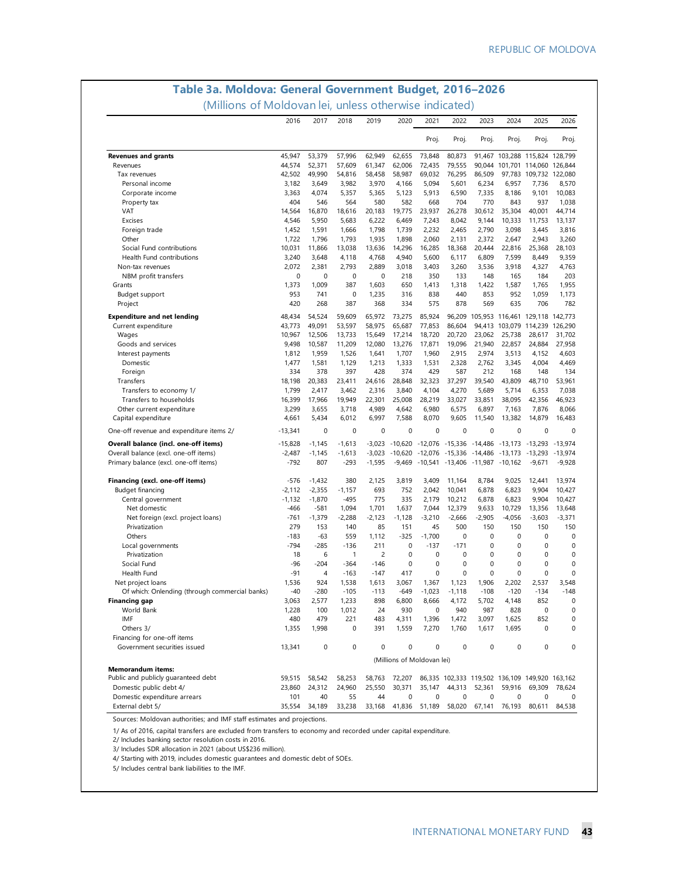## Table 3a. Moldova: General Government Budget, 2016–2026

(Millions of Moldovan lei, unless otherwise indicated)

| | 2016 | 2017 | 2018 | 2019 | 2020 | 2021 | 2022 | 2023 | 2024 | 2025 | 2026 |
|---|---|---|---|---|---|---|---|---|---|---|---|
| | | | | | | Proj. | Proj. | Proj. | Proj. | Proj. | Proj. |
| **Revenues and grants** | 45,947 | 53,379 | 57,996 | 62,949 | 62,655 | 73,848 | 80,873 | 91,467 | 103,288 | 115,824 | 128,799 |
| Revenues | 44,574 | 52,371 | 57,609 | 61,347 | 62,006 | 72,435 | 79,555 | 90,044 | 101,701 | 114,060 | 126,844 |
| Tax revenues | 42,502 | 49,990 | 54,816 | 58,458 | 58,987 | 69,032 | 76,295 | 86,509 | 97,783 | 109,732 | 122,080 |
| Personal income | 3,182 | 3,649 | 3,982 | 3,970 | 4,166 | 5,094 | 5,601 | 6,234 | 6,957 | 7,736 | 8,570 |
| Corporate income | 3,363 | 4,074 | 5,357 | 5,365 | 5,123 | 5,913 | 6,590 | 7,335 | 8,186 | 9,101 | 10,083 |
| Property tax | 404 | 546 | 564 | 580 | 582 | 668 | 704 | 770 | 843 | 937 | 1,038 |
| VAT | 14,564 | 16,870 | 18,616 | 20,183 | 19,775 | 23,937 | 26,278 | 30,612 | 35,304 | 40,001 | 44,714 |
| Excises | 4,546 | 5,950 | 5,683 | 6,222 | 6,469 | 7,243 | 8,042 | 9,144 | 10,333 | 11,753 | 13,137 |
| Foreign trade | 1,452 | 1,591 | 1,666 | 1,798 | 1,739 | 2,232 | 2,465 | 2,790 | 3,098 | 3,445 | 3,816 |
| Other | 1,722 | 1,796 | 1,793 | 1,935 | 1,898 | 2,060 | 2,131 | 2,372 | 2,647 | 2,943 | 3,260 |
| Social Fund contributions | 10,031 | 11,866 | 13,038 | 13,636 | 14,296 | 16,285 | 18,368 | 20,444 | 22,816 | 25,368 | 28,103 |
| Health Fund contributions | 3,240 | 3,648 | 4,118 | 4,768 | 4,940 | 5,600 | 6,117 | 6,809 | 7,599 | 8,449 | 9,359 |
| Non-tax revenues | 2,072 | 2,381 | 2,793 | 2,889 | 3,018 | 3,403 | 3,260 | 3,536 | 3,918 | 4,327 | 4,763 |
| NBM profit transfers | 0 | 0 | 0 | 0 | 218 | 350 | 133 | 148 | 165 | 184 | 203 |
| Grants | 1,373 | 1,009 | 387 | 1,603 | 650 | 1,413 | 1,318 | 1,422 | 1,587 | 1,765 | 1,955 |
| Budget support | 953 | 741 | 0 | 1,235 | 316 | 838 | 440 | 853 | 952 | 1,059 | 1,173 |
| Project | 420 | 268 | 387 | 368 | 334 | 575 | 878 | 569 | 635 | 706 | 782 |
| **Expenditure and net lending** | 48,434 | 54,524 | 59,609 | 65,972 | 73,275 | 85,924 | 96,209 | 105,953 | 116,461 | 129,118 | 142,773 |
| Current expenditure | 43,773 | 49,091 | 53,597 | 58,975 | 65,687 | 77,853 | 86,604 | 94,413 | 103,079 | 114,239 | 126,290 |
| Wages | 10,967 | 12,506 | 13,733 | 15,649 | 17,214 | 18,720 | 20,720 | 23,062 | 25,738 | 28,617 | 31,702 |
| Goods and services | 9,498 | 10,587 | 11,209 | 12,080 | 13,276 | 17,871 | 19,096 | 21,940 | 22,857 | 24,884 | 27,958 |
| Interest payments | 1,812 | 1,959 | 1,526 | 1,641 | 1,707 | 1,960 | 2,915 | 2,974 | 3,513 | 4,152 | 4,603 |
| Domestic | 1,477 | 1,581 | 1,129 | 1,213 | 1,333 | 1,531 | 2,328 | 2,762 | 3,345 | 4,004 | 4,469 |
| Foreign | 334 | 378 | 397 | 428 | 374 | 429 | 587 | 212 | 168 | 148 | 134 |
| Transfers | 18,198 | 20,383 | 23,411 | 24,616 | 28,848 | 32,323 | 37,297 | 39,540 | 43,809 | 48,710 | 53,961 |
| Transfers to economy 1/ | 1,799 | 2,417 | 3,462 | 2,316 | 3,840 | 4,104 | 4,270 | 5,689 | 5,714 | 6,353 | 7,038 |
| Transfers to households | 16,399 | 17,966 | 19,949 | 22,301 | 25,008 | 28,219 | 33,027 | 33,851 | 38,095 | 42,356 | 46,923 |
| Other current expenditure | 3,299 | 3,655 | 3,718 | 4,989 | 4,642 | 6,980 | 6,575 | 6,897 | 7,163 | 7,876 | 8,066 |
| Capital expenditure | 4,661 | 5,434 | 6,012 | 6,997 | 7,588 | 8,070 | 9,605 | 11,540 | 13,382 | 14,879 | 16,483 |
| One-off revenue and expenditure items 2/ | -13,341 | 0 | 0 | 0 | 0 | 0 | 0 | 0 | 0 | 0 | 0 |
| **Overall balance (incl. one-off items)** | -15,828 | -1,145 | -1,613 | -3,023 | -10,620 | -12,076 | -15,336 | -14,486 | -13,173 | -13,293 | -13,974 |
| Overall balance (excl. one-off items) | -2,487 | -1,145 | -1,613 | -3,023 | -10,620 | -12,076 | -15,336 | -14,486 | -13,173 | -13,293 | -13,974 |
| Primary balance (excl. one-off items) | -792 | 807 | -293 | -1,595 | -9,469 | -10,541 | -13,406 | -11,987 | -10,162 | -9,671 | -9,928 |
| **Financing (excl. one-off items)** | -576 | -1,432 | 380 | 2,125 | 3,819 | 3,409 | 11,164 | 8,784 | 9,025 | 12,441 | 13,974 |
| Budget financing | -2,112 | -2,355 | -1,157 | 693 | 752 | 2,042 | 10,041 | 6,878 | 6,823 | 9,904 | 10,427 |
| Central government | -1,132 | -1,870 | -495 | 775 | 335 | 2,179 | 10,212 | 6,878 | 6,823 | 9,904 | 10,427 |
| Net domestic | -466 | -581 | 1,094 | 1,701 | 1,637 | 7,044 | 12,379 | 9,633 | 10,729 | 13,356 | 13,648 |
| Net foreign (excl. project loans) | -761 | -1,379 | -2,288 | -2,123 | -1,128 | -3,210 | -2,666 | -2,905 | -4,056 | -3,603 | -3,371 |
| Privatization | 279 | 153 | 140 | 85 | 151 | 45 | 500 | 150 | 150 | 150 | 150 |
| Others | -183 | -63 | 559 | 1,112 | -325 | -1,700 | 0 | 0 | 0 | 0 | 0 |
| Local governments | -794 | -285 | -136 | 211 | 0 | -137 | -171 | 0 | 0 | 0 | 0 |
| Privatization | 18 | 6 | 1 | 2 | 0 | 0 | 0 | 0 | 0 | 0 | 0 |
| Social Fund | -96 | -204 | -364 | -146 | 0 | 0 | 0 | 0 | 0 | 0 | 0 |
| Health Fund | -91 | 4 | -163 | -147 | 417 | 0 | 0 | 0 | 0 | 0 | 0 |
| Net project loans | 1,536 | 924 | 1,538 | 1,613 | 3,067 | 1,367 | 1,123 | 1,906 | 2,202 | 2,537 | 3,548 |
| Of which: Onlending (through commercial banks) | -40 | -280 | -105 | -113 | -649 | -1,023 | -1,118 | -108 | -120 | -134 | -148 |
| **Financing gap** | 3,063 | 2,577 | 1,233 | 898 | 6,800 | 8,666 | 4,172 | 5,702 | 4,148 | 852 | 0 |
| World Bank | 1,228 | 100 | 1,012 | 24 | 930 | 0 | 940 | 987 | 828 | 0 | 0 |
| IMF | 480 | 479 | 221 | 483 | 4,311 | 1,396 | 1,472 | 3,097 | 1,625 | 852 | 0 |
| Others 3/ | 1,355 | 1,998 | 0 | 391 | 1,559 | 7,270 | 1,760 | 1,617 | 1,695 | 0 | 0 |
| Financing for one-off items | | | | | | | | | | | |
| Government securities issued | 13,341 | 0 | 0 | 0 | 0 | 0 | 0 | 0 | 0 | 0 | 0 |
| | (Millions of Moldovan lei) | | | | | | | | | | |
| **Memorandum items:** | | | | | | | | | | | |
| Public and publicly guaranteed debt | 59,515 | 58,542 | 58,253 | 58,763 | 72,207 | 86,335 | 102,333 | 119,502 | 136,109 | 149,920 | 163,162 |
| Domestic public debt 4/ | 23,860 | 24,312 | 24,960 | 25,550 | 30,371 | 35,147 | 44,313 | 52,361 | 59,916 | 69,309 | 78,624 |
| Domestic expenditure arrears | 101 | 40 | 55 | 44 | 0 | 0 | 0 | 0 | 0 | 0 | 0 |
| External debt 5/ | 35,554 | 34,189 | 33,238 | 33,168 | 41,836 | 51,189 | 58,020 | 67,141 | 76,193 | 80,611 | 84,538 |

Sources: Moldovan authorities; and IMF staff estimates and projections.

1/ As of 2016, capital transfers are excluded from transfers to economy and recorded under capital expenditure.

2/ Includes banking sector resolution costs in 2016.

3/ Includes SDR allocation in 2021 (about US$236 million).

4/ Starting with 2019, includes domestic guarantees and domestic debt of SOEs.

5/ Includes central bank liabilities to the IMF.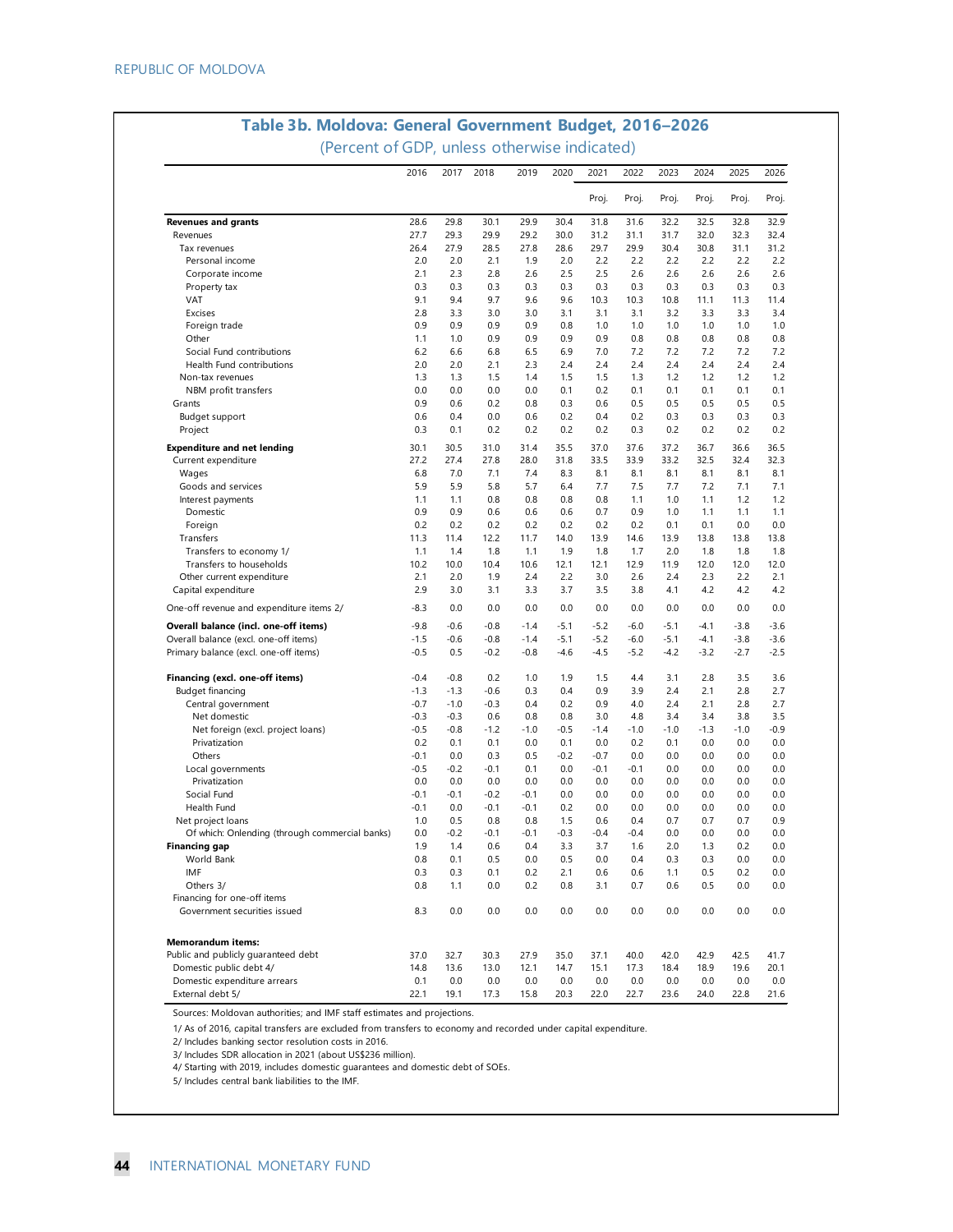## Table 3b. Moldova: General Government Budget, 2016–2026

(Percent of GDP, unless otherwise indicated)

| | 2016 | 2017 | 2018 | 2019 | 2020 | 2021 | 2022 | 2023 | 2024 | 2025 | 2026 |
|---|---|---|---|---|---|---|---|---|---|---|---|
| | | | | | | Proj. | Proj. | Proj. | Proj. | Proj. | Proj. |
| **Revenues and grants** | 28.6 | 29.8 | 30.1 | 29.9 | 30.4 | 31.8 | 31.6 | 32.2 | 32.5 | 32.8 | 32.9 |
| Revenues | 27.7 | 29.3 | 29.9 | 29.2 | 30.0 | 31.2 | 31.1 | 31.7 | 32.0 | 32.3 | 32.4 |
| Tax revenues | 26.4 | 27.9 | 28.5 | 27.8 | 28.6 | 29.7 | 29.9 | 30.4 | 30.8 | 31.1 | 31.2 |
| Personal income | 2.0 | 2.0 | 2.1 | 1.9 | 2.0 | 2.2 | 2.2 | 2.2 | 2.2 | 2.2 | 2.2 |
| Corporate income | 2.1 | 2.3 | 2.8 | 2.6 | 2.5 | 2.5 | 2.6 | 2.6 | 2.6 | 2.6 | 2.6 |
| Property tax | 0.3 | 0.3 | 0.3 | 0.3 | 0.3 | 0.3 | 0.3 | 0.3 | 0.3 | 0.3 | 0.3 |
| VAT | 9.1 | 9.4 | 9.7 | 9.6 | 9.6 | 10.3 | 10.3 | 10.8 | 11.1 | 11.3 | 11.4 |
| Excises | 2.8 | 3.3 | 3.0 | 3.0 | 3.1 | 3.1 | 3.1 | 3.2 | 3.3 | 3.3 | 3.4 |
| Foreign trade | 0.9 | 0.9 | 0.9 | 0.9 | 0.8 | 1.0 | 1.0 | 1.0 | 1.0 | 1.0 | 1.0 |
| Other | 1.1 | 1.0 | 0.9 | 0.9 | 0.9 | 0.9 | 0.8 | 0.8 | 0.8 | 0.8 | 0.8 |
| Social Fund contributions | 6.2 | 6.6 | 6.8 | 6.5 | 6.9 | 7.0 | 7.2 | 7.2 | 7.2 | 7.2 | 7.2 |
| Health Fund contributions | 2.0 | 2.0 | 2.1 | 2.3 | 2.4 | 2.4 | 2.4 | 2.4 | 2.4 | 2.4 | 2.4 |
| Non-tax revenues | 1.3 | 1.3 | 1.5 | 1.4 | 1.5 | 1.5 | 1.3 | 1.2 | 1.2 | 1.2 | 1.2 |
| NBM profit transfers | 0.0 | 0.0 | 0.0 | 0.0 | 0.1 | 0.2 | 0.1 | 0.1 | 0.1 | 0.1 | 0.1 |
| Grants | 0.9 | 0.6 | 0.2 | 0.8 | 0.3 | 0.6 | 0.5 | 0.5 | 0.5 | 0.5 | 0.5 |
| Budget support | 0.6 | 0.4 | 0.0 | 0.6 | 0.2 | 0.4 | 0.2 | 0.3 | 0.3 | 0.3 | 0.3 |
| Project | 0.3 | 0.1 | 0.2 | 0.2 | 0.2 | 0.2 | 0.3 | 0.2 | 0.2 | 0.2 | 0.2 |
| **Expenditure and net lending** | 30.1 | 30.5 | 31.0 | 31.4 | 35.5 | 37.0 | 37.6 | 37.2 | 36.7 | 36.6 | 36.5 |
| Current expenditure | 27.2 | 27.4 | 27.8 | 28.0 | 31.8 | 33.5 | 33.9 | 33.2 | 32.5 | 32.4 | 32.3 |
| Wages | 6.8 | 7.0 | 7.1 | 7.4 | 8.3 | 8.1 | 8.1 | 8.1 | 8.1 | 8.1 | 8.1 |
| Goods and services | 5.9 | 5.9 | 5.8 | 5.7 | 6.4 | 7.7 | 7.5 | 7.7 | 7.2 | 7.1 | 7.1 |
| Interest payments | 1.1 | 1.1 | 0.8 | 0.8 | 0.8 | 0.8 | 1.1 | 1.0 | 1.1 | 1.2 | 1.2 |
| Domestic | 0.9 | 0.9 | 0.6 | 0.6 | 0.6 | 0.7 | 0.9 | 1.0 | 1.1 | 1.1 | 1.1 |
| Foreign | 0.2 | 0.2 | 0.2 | 0.2 | 0.2 | 0.2 | 0.2 | 0.1 | 0.1 | 0.0 | 0.0 |
| Transfers | 11.3 | 11.4 | 12.2 | 11.7 | 14.0 | 13.9 | 14.6 | 13.9 | 13.8 | 13.8 | 13.8 |
| Transfers to economy 1/ | 1.1 | 1.4 | 1.8 | 1.1 | 1.9 | 1.8 | 1.7 | 2.0 | 1.8 | 1.8 | 1.8 |
| Transfers to households | 10.2 | 10.0 | 10.4 | 10.6 | 12.1 | 12.1 | 12.9 | 11.9 | 12.0 | 12.0 | 12.0 |
| Other current expenditure | 2.1 | 2.0 | 1.9 | 2.4 | 2.2 | 3.0 | 2.6 | 2.4 | 2.3 | 2.2 | 2.1 |
| Capital expenditure | 2.9 | 3.0 | 3.1 | 3.3 | 3.7 | 3.5 | 3.8 | 4.1 | 4.2 | 4.2 | 4.2 |
| One-off revenue and expenditure items 2/ | -8.3 | 0.0 | 0.0 | 0.0 | 0.0 | 0.0 | 0.0 | 0.0 | 0.0 | 0.0 | 0.0 |
| **Overall balance (incl. one-off items)** | -9.8 | -0.6 | -0.8 | -1.4 | -5.1 | -5.2 | -6.0 | -5.1 | -4.1 | -3.8 | -3.6 |
| Overall balance (excl. one-off items) | -1.5 | -0.6 | -0.8 | -1.4 | -5.1 | -5.2 | -6.0 | -5.1 | -4.1 | -3.8 | -3.6 |
| Primary balance (excl. one-off items) | -0.5 | 0.5 | -0.2 | -0.8 | -4.6 | -4.5 | -5.2 | -4.2 | -3.2 | -2.7 | -2.5 |
| **Financing (excl. one-off items)** | -0.4 | -0.8 | 0.2 | 1.0 | 1.9 | 1.5 | 4.4 | 3.1 | 2.8 | 3.5 | 3.6 |
| Budget financing | -1.3 | -1.3 | -0.6 | 0.3 | 0.4 | 0.9 | 3.9 | 2.4 | 2.1 | 2.8 | 2.7 |
| Central government | -0.7 | -1.0 | -0.3 | 0.4 | 0.2 | 0.9 | 4.0 | 2.4 | 2.1 | 2.8 | 2.7 |
| Net domestic | -0.3 | -0.3 | 0.6 | 0.8 | 0.8 | 3.0 | 4.8 | 3.4 | 3.4 | 3.8 | 3.5 |
| Net foreign (excl. project loans) | -0.5 | -0.8 | -1.2 | -1.0 | -0.5 | -1.4 | -1.0 | -1.0 | -1.3 | -1.0 | -0.9 |
| Privatization | 0.2 | 0.1 | 0.1 | 0.0 | 0.1 | 0.0 | 0.2 | 0.1 | 0.0 | 0.0 | 0.0 |
| Others | -0.1 | 0.0 | 0.3 | 0.5 | -0.2 | -0.7 | 0.0 | 0.0 | 0.0 | 0.0 | 0.0 |
| Local governments | -0.5 | -0.2 | -0.1 | 0.1 | 0.0 | -0.1 | -0.1 | 0.0 | 0.0 | 0.0 | 0.0 |
| Privatization | 0.0 | 0.0 | 0.0 | 0.0 | 0.0 | 0.0 | 0.0 | 0.0 | 0.0 | 0.0 | 0.0 |
| Social Fund | -0.1 | -0.1 | -0.2 | -0.1 | 0.0 | 0.0 | 0.0 | 0.0 | 0.0 | 0.0 | 0.0 |
| Health Fund | -0.1 | 0.0 | -0.1 | -0.1 | 0.2 | 0.0 | 0.0 | 0.0 | 0.0 | 0.0 | 0.0 |
| Net project loans | 1.0 | 0.5 | 0.8 | 0.8 | 1.5 | 0.6 | 0.4 | 0.7 | 0.7 | 0.7 | 0.9 |
| Of which: Onlending (through commercial banks) | 0.0 | -0.2 | -0.1 | -0.1 | -0.3 | -0.4 | -0.4 | 0.0 | 0.0 | 0.0 | 0.0 |
| **Financing gap** | 1.9 | 1.4 | 0.6 | 0.4 | 3.3 | 3.7 | 1.6 | 2.0 | 1.3 | 0.2 | 0.0 |
| World Bank | 0.8 | 0.1 | 0.5 | 0.0 | 0.5 | 0.0 | 0.4 | 0.3 | 0.3 | 0.0 | 0.0 |
| IMF | 0.3 | 0.3 | 0.1 | 0.2 | 2.1 | 0.6 | 0.6 | 1.1 | 0.5 | 0.2 | 0.0 |
| Others 3/ | 0.8 | 1.1 | 0.0 | 0.2 | 0.8 | 3.1 | 0.7 | 0.6 | 0.5 | 0.0 | 0.0 |
| Financing for one-off items | | | | | | | | | | | |
| Government securities issued | 8.3 | 0.0 | 0.0 | 0.0 | 0.0 | 0.0 | 0.0 | 0.0 | 0.0 | 0.0 | 0.0 |
| **Memorandum items:** | | | | | | | | | | | |
| Public and publicly guaranteed debt | 37.0 | 32.7 | 30.3 | 27.9 | 35.0 | 37.1 | 40.0 | 42.0 | 42.9 | 42.5 | 41.7 |
| Domestic public debt 4/ | 14.8 | 13.6 | 13.0 | 12.1 | 14.7 | 15.1 | 17.3 | 18.4 | 18.9 | 19.6 | 20.1 |
| Domestic expenditure arrears | 0.1 | 0.0 | 0.0 | 0.0 | 0.0 | 0.0 | 0.0 | 0.0 | 0.0 | 0.0 | 0.0 |
| External debt 5/ | 22.1 | 19.1 | 17.3 | 15.8 | 20.3 | 22.0 | 22.7 | 23.6 | 24.0 | 22.8 | 21.6 |

Sources: Moldovan authorities; and IMF staff estimates and projections.

1/ As of 2016, capital transfers are excluded from transfers to economy and recorded under capital expenditure.

2/ Includes banking sector resolution costs in 2016.

3/ Includes SDR allocation in 2021 (about US$236 million).

4/ Starting with 2019, includes domestic guarantees and domestic debt of SOEs.

5/ Includes central bank liabilities to the IMF.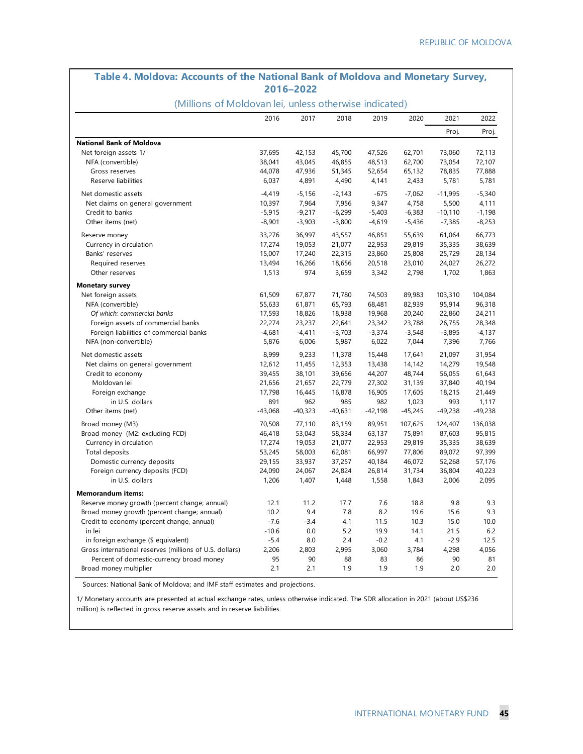## Table 4. Moldova: Accounts of the National Bank of Moldova and Monetary Survey, 2016–2022

(Millions of Moldovan lei, unless otherwise indicated)

| | 2016 | 2017 | 2018 | 2019 | 2020 | 2021 | 2022 |
|---|---|---|---|---|---|---|---|
| | | | | | | Proj. | Proj. |
| **National Bank of Moldova** | | | | | | | |
| Net foreign assets 1/ | 37,695 | 42,153 | 45,700 | 47,526 | 62,701 | 73,060 | 72,113 |
| NFA (convertible) | 38,041 | 43,045 | 46,855 | 48,513 | 62,700 | 73,054 | 72,107 |
| Gross reserves | 44,078 | 47,936 | 51,345 | 52,654 | 65,132 | 78,835 | 77,888 |
| Reserve liabilities | 6,037 | 4,891 | 4,490 | 4,141 | 2,433 | 5,781 | 5,781 |
| Net domestic assets | -4,419 | -5,156 | -2,143 | -675 | -7,062 | -11,995 | -5,340 |
| Net claims on general government | 10,397 | 7,964 | 7,956 | 9,347 | 4,758 | 5,500 | 4,111 |
| Credit to banks | -5,915 | -9,217 | -6,299 | -5,403 | -6,383 | -10,110 | -1,198 |
| Other items (net) | -8,901 | -3,903 | -3,800 | -4,619 | -5,436 | -7,385 | -8,253 |
| Reserve money | 33,276 | 36,997 | 43,557 | 46,851 | 55,639 | 61,064 | 66,773 |
| Currency in circulation | 17,274 | 19,053 | 21,077 | 22,953 | 29,819 | 35,335 | 38,639 |
| Banks' reserves | 15,007 | 17,240 | 22,315 | 23,860 | 25,808 | 25,729 | 28,134 |
| Required reserves | 13,494 | 16,266 | 18,656 | 20,518 | 23,010 | 24,027 | 26,272 |
| Other reserves | 1,513 | 974 | 3,659 | 3,342 | 2,798 | 1,702 | 1,863 |
| **Monetary survey** | | | | | | | |
| Net foreign assets | 61,509 | 67,877 | 71,780 | 74,503 | 89,983 | 103,310 | 104,084 |
| NFA (convertible) | 55,633 | 61,871 | 65,793 | 68,481 | 82,939 | 95,914 | 96,318 |
| *Of which: commercial banks* | 17,593 | 18,826 | 18,938 | 19,968 | 20,240 | 22,860 | 24,211 |
| Foreign assets of commercial banks | 22,274 | 23,237 | 22,641 | 23,342 | 23,788 | 26,755 | 28,348 |
| Foreign liabilities of commercial banks | -4,681 | -4,411 | -3,703 | -3,374 | -3,548 | -3,895 | -4,137 |
| NFA (non-convertible) | 5,876 | 6,006 | 5,987 | 6,022 | 7,044 | 7,396 | 7,766 |
| Net domestic assets | 8,999 | 9,233 | 11,378 | 15,448 | 17,641 | 21,097 | 31,954 |
| Net claims on general government | 12,612 | 11,455 | 12,353 | 13,438 | 14,142 | 14,279 | 19,548 |
| Credit to economy | 39,455 | 38,101 | 39,656 | 44,207 | 48,744 | 56,055 | 61,643 |
| Moldovan lei | 21,656 | 21,657 | 22,779 | 27,302 | 31,139 | 37,840 | 40,194 |
| Foreign exchange | 17,798 | 16,445 | 16,878 | 16,905 | 17,605 | 18,215 | 21,449 |
| in U.S. dollars | 891 | 962 | 985 | 982 | 1,023 | 993 | 1,117 |
| Other items (net) | -43,068 | -40,323 | -40,631 | -42,198 | -45,245 | -49,238 | -49,238 |
| Broad money (M3) | 70,508 | 77,110 | 83,159 | 89,951 | 107,625 | 124,407 | 136,038 |
| Broad money (M2: excluding FCD) | 46,418 | 53,043 | 58,334 | 63,137 | 75,891 | 87,603 | 95,815 |
| Currency in circulation | 17,274 | 19,053 | 21,077 | 22,953 | 29,819 | 35,335 | 38,639 |
| Total deposits | 53,245 | 58,003 | 62,081 | 66,997 | 77,806 | 89,072 | 97,399 |
| Domestic currency deposits | 29,155 | 33,937 | 37,257 | 40,184 | 46,072 | 52,268 | 57,176 |
| Foreign currency deposits (FCD) | 24,090 | 24,067 | 24,824 | 26,814 | 31,734 | 36,804 | 40,223 |
| in U.S. dollars | 1,206 | 1,407 | 1,448 | 1,558 | 1,843 | 2,006 | 2,095 |
| **Memorandum items:** | | | | | | | |
| Reserve money growth (percent change; annual) | 12.1 | 11.2 | 17.7 | 7.6 | 18.8 | 9.8 | 9.3 |
| Broad money growth (percent change; annual) | 10.2 | 9.4 | 7.8 | 8.2 | 19.6 | 15.6 | 9.3 |
| Credit to economy (percent change, annual) | -7.6 | -3.4 | 4.1 | 11.5 | 10.3 | 15.0 | 10.0 |
| in lei | -10.6 | 0.0 | 5.2 | 19.9 | 14.1 | 21.5 | 6.2 |
| in foreign exchange ($ equivalent) | -5.4 | 8.0 | 2.4 | -0.2 | 4.1 | -2.9 | 12.5 |
| Gross international reserves (millions of U.S. dollars) | 2,206 | 2,803 | 2,995 | 3,060 | 3,784 | 4,298 | 4,056 |
| Percent of domestic-currency broad money | 95 | 90 | 88 | 83 | 86 | 90 | 81 |
| Broad money multiplier | 2.1 | 2.1 | 1.9 | 1.9 | 1.9 | 2.0 | 2.0 |

Sources: National Bank of Moldova; and IMF staff estimates and projections.

1/ Monetary accounts are presented at actual exchange rates, unless otherwise indicated. The SDR allocation in 2021 (about US$236 million) is reflected in gross reserve assets and in reserve liabilities.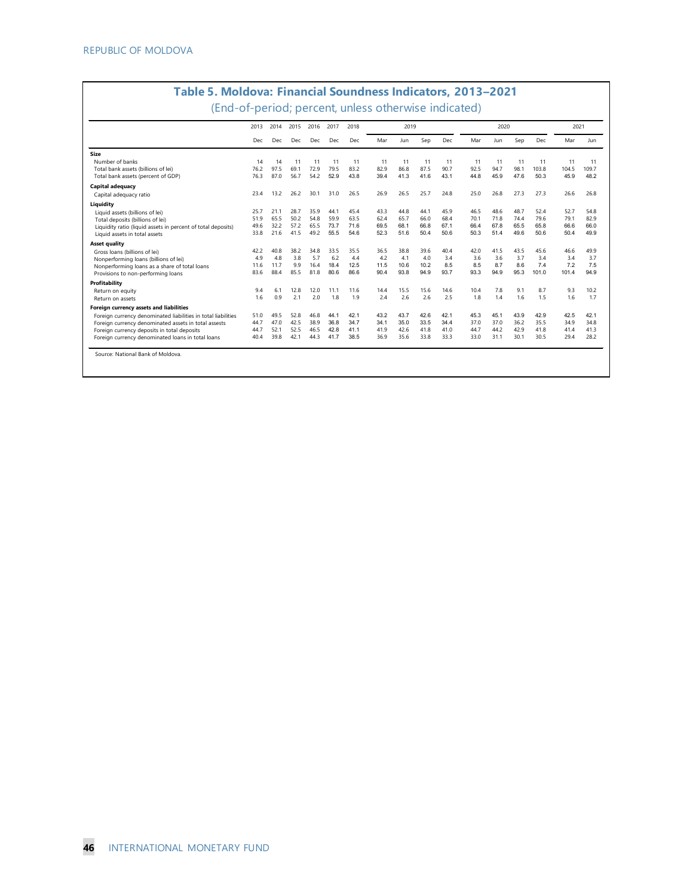## Table 5. Moldova: Financial Soundness Indicators, 2013–2021

(End-of-period; percent, unless otherwise indicated)

| | 2013 | 2014 | 2015 | 2016 | 2017 | 2018 | 2019 | | | | 2020 | | | | 2021 | |
|---|---|---|---|---|---|---|---|---|---|---|---|---|---|---|---|---|
| | Dec | Dec | Dec | Dec | Dec | Dec | Mar | Jun | Sep | Dec | Mar | Jun | Sep | Dec | Mar | Jun |
| **Size** | | | | | | | | | | | | | | | | |
| Number of banks | 14 | 14 | 11 | 11 | 11 | 11 | 11 | 11 | 11 | 11 | 11 | 11 | 11 | 11 | 11 | 11 |
| Total bank assets (billions of lei) | 76.2 | 97.5 | 69.1 | 72.9 | 79.5 | 83.2 | 82.9 | 86.8 | 87.5 | 90.7 | 92.5 | 94.7 | 98.1 | 103.8 | 104.5 | 109.7 |
| Total bank assets (percent of GDP) | 76.3 | 87.0 | 56.7 | 54.2 | 52.9 | 43.8 | 39.4 | 41.3 | 41.6 | 43.1 | 44.8 | 45.9 | 47.6 | 50.3 | 45.9 | 48.2 |
| **Capital adequacy** | | | | | | | | | | | | | | | | |
| Capital adequacy ratio | 23.4 | 13.2 | 26.2 | 30.1 | 31.0 | 26.5 | 26.9 | 26.5 | 25.7 | 24.8 | 25.0 | 26.8 | 27.3 | 27.3 | 26.6 | 26.8 |
| **Liquidity** | | | | | | | | | | | | | | | | |
| Liquid assets (billions of lei) | 25.7 | 21.1 | 28.7 | 35.9 | 44.1 | 45.4 | 43.3 | 44.8 | 44.1 | 45.9 | 46.5 | 48.6 | 48.7 | 52.4 | 52.7 | 54.8 |
| Total deposits (billions of lei) | 51.9 | 65.5 | 50.2 | 54.8 | 59.9 | 63.5 | 62.4 | 65.7 | 66.0 | 68.4 | 70.1 | 71.8 | 74.4 | 79.6 | 79.1 | 82.9 |
| Liquidity ratio (liquid assets in percent of total deposits) | 49.6 | 32.2 | 57.2 | 65.5 | 73.7 | 71.6 | 69.5 | 68.1 | 66.8 | 67.1 | 66.4 | 67.8 | 65.5 | 65.8 | 66.6 | 66.0 |
| Liquid assets in total assets | 33.8 | 21.6 | 41.5 | 49.2 | 55.5 | 54.6 | 52.3 | 51.6 | 50.4 | 50.6 | 50.3 | 51.4 | 49.6 | 50.6 | 50.4 | 49.9 |
| **Asset quality** | | | | | | | | | | | | | | | | |
| Gross loans (billions of lei) | 42.2 | 40.8 | 38.2 | 34.8 | 33.5 | 35.5 | 36.5 | 38.8 | 39.6 | 40.4 | 42.0 | 41.5 | 43.5 | 45.6 | 46.6 | 49.9 |
| Nonperforming loans (billions of lei) | 4.9 | 4.8 | 3.8 | 5.7 | 6.2 | 4.4 | 4.2 | 4.1 | 4.0 | 3.4 | 3.6 | 3.6 | 3.7 | 3.4 | 3.4 | 3.7 |
| Nonperforming loans as a share of total loans | 11.6 | 11.7 | 9.9 | 16.4 | 18.4 | 12.5 | 11.5 | 10.6 | 10.2 | 8.5 | 8.5 | 8.7 | 8.6 | 7.4 | 7.2 | 7.5 |
| Provisions to non-performing loans | 83.6 | 88.4 | 85.5 | 81.8 | 80.6 | 86.6 | 90.4 | 93.8 | 94.9 | 93.7 | 93.3 | 94.9 | 95.3 | 101.0 | 101.4 | 94.9 |
| **Profitability** | | | | | | | | | | | | | | | | |
| Return on equity | 9.4 | 6.1 | 12.8 | 12.0 | 11.1 | 11.6 | 14.4 | 15.5 | 15.6 | 14.6 | 10.4 | 7.8 | 9.1 | 8.7 | 9.3 | 10.2 |
| Return on assets | 1.6 | 0.9 | 2.1 | 2.0 | 1.8 | 1.9 | 2.4 | 2.6 | 2.6 | 2.5 | 1.8 | 1.4 | 1.6 | 1.5 | 1.6 | 1.7 |
| **Foreign currency assets and liabilities** | | | | | | | | | | | | | | | | |
| Foreign currency denominated liabilities in total liabilities | 51.0 | 49.5 | 52.8 | 46.8 | 44.1 | 42.1 | 43.2 | 43.7 | 42.6 | 42.1 | 45.3 | 45.1 | 43.9 | 42.9 | 42.5 | 42.1 |
| Foreign currency denominated assets in total assets | 44.7 | 47.0 | 42.5 | 38.9 | 36.8 | 34.7 | 34.1 | 35.0 | 33.5 | 34.4 | 37.0 | 37.0 | 36.2 | 35.5 | 34.9 | 34.8 |
| Foreign currency deposits in total deposits | 44.7 | 52.1 | 52.5 | 46.5 | 42.8 | 41.1 | 41.9 | 42.6 | 41.8 | 41.0 | 44.7 | 44.2 | 42.9 | 41.8 | 41.4 | 41.3 |
| Foreign currency denominated loans in total loans | 40.4 | 39.8 | 42.1 | 44.3 | 41.7 | 38.5 | 36.9 | 35.6 | 33.8 | 33.3 | 33.0 | 31.1 | 30.1 | 30.5 | 29.4 | 28.2 |

Source: National Bank of Moldova.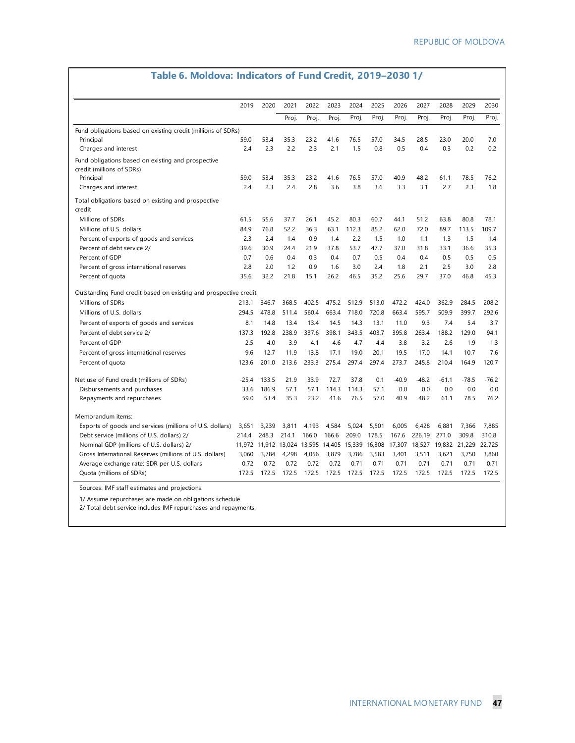## Table 6. Moldova: Indicators of Fund Credit, 2019–2030 1/

| | 2019 | 2020 | 2021 | 2022 | 2023 | 2024 | 2025 | 2026 | 2027 | 2028 | 2029 | 2030 |
|---|---|---|---|---|---|---|---|---|---|---|---|---|
| | | | Proj. | Proj. | Proj. | Proj. | Proj. | Proj. | Proj. | Proj. | Proj. | Proj. |
| Fund obligations based on existing credit (millions of SDRs) | | | | | | | | | | | | |
| Principal | 59.0 | 53.4 | 35.3 | 23.2 | 41.6 | 76.5 | 57.0 | 34.5 | 28.5 | 23.0 | 20.0 | 7.0 |
| Charges and interest | 2.4 | 2.3 | 2.2 | 2.3 | 2.1 | 1.5 | 0.8 | 0.5 | 0.4 | 0.3 | 0.2 | 0.2 |
| Fund obligations based on existing and prospective credit (millions of SDRs) | | | | | | | | | | | | |
| Principal | 59.0 | 53.4 | 35.3 | 23.2 | 41.6 | 76.5 | 57.0 | 40.9 | 48.2 | 61.1 | 78.5 | 76.2 |
| Charges and interest | 2.4 | 2.3 | 2.4 | 2.8 | 3.6 | 3.8 | 3.6 | 3.3 | 3.1 | 2.7 | 2.3 | 1.8 |
| Total obligations based on existing and prospective credit | | | | | | | | | | | | |
| Millions of SDRs | 61.5 | 55.6 | 37.7 | 26.1 | 45.2 | 80.3 | 60.7 | 44.1 | 51.2 | 63.8 | 80.8 | 78.1 |
| Millions of U.S. dollars | 84.9 | 76.8 | 52.2 | 36.3 | 63.1 | 112.3 | 85.2 | 62.0 | 72.0 | 89.7 | 113.5 | 109.7 |
| Percent of exports of goods and services | 2.3 | 2.4 | 1.4 | 0.9 | 1.4 | 2.2 | 1.5 | 1.0 | 1.1 | 1.3 | 1.5 | 1.4 |
| Percent of debt service 2/ | 39.6 | 30.9 | 24.4 | 21.9 | 37.8 | 53.7 | 47.7 | 37.0 | 31.8 | 33.1 | 36.6 | 35.3 |
| Percent of GDP | 0.7 | 0.6 | 0.4 | 0.3 | 0.4 | 0.7 | 0.5 | 0.4 | 0.4 | 0.5 | 0.5 | 0.5 |
| Percent of gross international reserves | 2.8 | 2.0 | 1.2 | 0.9 | 1.6 | 3.0 | 2.4 | 1.8 | 2.1 | 2.5 | 3.0 | 2.8 |
| Percent of quota | 35.6 | 32.2 | 21.8 | 15.1 | 26.2 | 46.5 | 35.2 | 25.6 | 29.7 | 37.0 | 46.8 | 45.3 |
| Outstanding Fund credit based on existing and prospective credit | | | | | | | | | | | | |
| Millions of SDRs | 213.1 | 346.7 | 368.5 | 402.5 | 475.2 | 512.9 | 513.0 | 472.2 | 424.0 | 362.9 | 284.5 | 208.2 |
| Millions of U.S. dollars | 294.5 | 478.8 | 511.4 | 560.4 | 663.4 | 718.0 | 720.8 | 663.4 | 595.7 | 509.9 | 399.7 | 292.6 |
| Percent of exports of goods and services | 8.1 | 14.8 | 13.4 | 13.4 | 14.5 | 14.3 | 13.1 | 11.0 | 9.3 | 7.4 | 5.4 | 3.7 |
| Percent of debt service 2/ | 137.3 | 192.8 | 238.9 | 337.6 | 398.1 | 343.5 | 403.7 | 395.8 | 263.4 | 188.2 | 129.0 | 94.1 |
| Percent of GDP | 2.5 | 4.0 | 3.9 | 4.1 | 4.6 | 4.7 | 4.4 | 3.8 | 3.2 | 2.6 | 1.9 | 1.3 |
| Percent of gross international reserves | 9.6 | 12.7 | 11.9 | 13.8 | 17.1 | 19.0 | 20.1 | 19.5 | 17.0 | 14.1 | 10.7 | 7.6 |
| Percent of quota | 123.6 | 201.0 | 213.6 | 233.3 | 275.4 | 297.4 | 297.4 | 273.7 | 245.8 | 210.4 | 164.9 | 120.7 |
| Net use of Fund credit (millions of SDRs) | -25.4 | 133.5 | 21.9 | 33.9 | 72.7 | 37.8 | 0.1 | -40.9 | -48.2 | -61.1 | -78.5 | -76.2 |
| Disbursements and purchases | 33.6 | 186.9 | 57.1 | 57.1 | 114.3 | 114.3 | 57.1 | 0.0 | 0.0 | 0.0 | 0.0 | 0.0 |
| Repayments and repurchases | 59.0 | 53.4 | 35.3 | 23.2 | 41.6 | 76.5 | 57.0 | 40.9 | 48.2 | 61.1 | 78.5 | 76.2 |
| Memorandum items: | | | | | | | | | | | | |
| Exports of goods and services (millions of U.S. dollars) | 3,651 | 3,239 | 3,811 | 4,193 | 4,584 | 5,024 | 5,501 | 6,005 | 6,428 | 6,881 | 7,366 | 7,885 |
| Debt service (millions of U.S. dollars) 2/ | 214.4 | 248.3 | 214.1 | 166.0 | 166.6 | 209.0 | 178.5 | 167.6 | 226.19 | 271.0 | 309.8 | 310.8 |
| Nominal GDP (millions of U.S. dollars) 2/ | 11,972 | 11,912 | 13,024 | 13,595 | 14,405 | 15,339 | 16,308 | 17,307 | 18,527 | 19,832 | 21,229 | 22,725 |
| Gross International Reserves (millions of U.S. dollars) | 3,060 | 3,784 | 4,298 | 4,056 | 3,879 | 3,786 | 3,583 | 3,401 | 3,511 | 3,621 | 3,750 | 3,860 |
| Average exchange rate: SDR per U.S. dollars | 0.72 | 0.72 | 0.72 | 0.72 | 0.72 | 0.71 | 0.71 | 0.71 | 0.71 | 0.71 | 0.71 | 0.71 |
| Quota (millions of SDRs) | 172.5 | 172.5 | 172.5 | 172.5 | 172.5 | 172.5 | 172.5 | 172.5 | 172.5 | 172.5 | 172.5 | 172.5 |

Sources: IMF staff estimates and projections.

1/ Assume repurchases are made on obligations schedule.
2/ Total debt service includes IMF repurchases and repayments.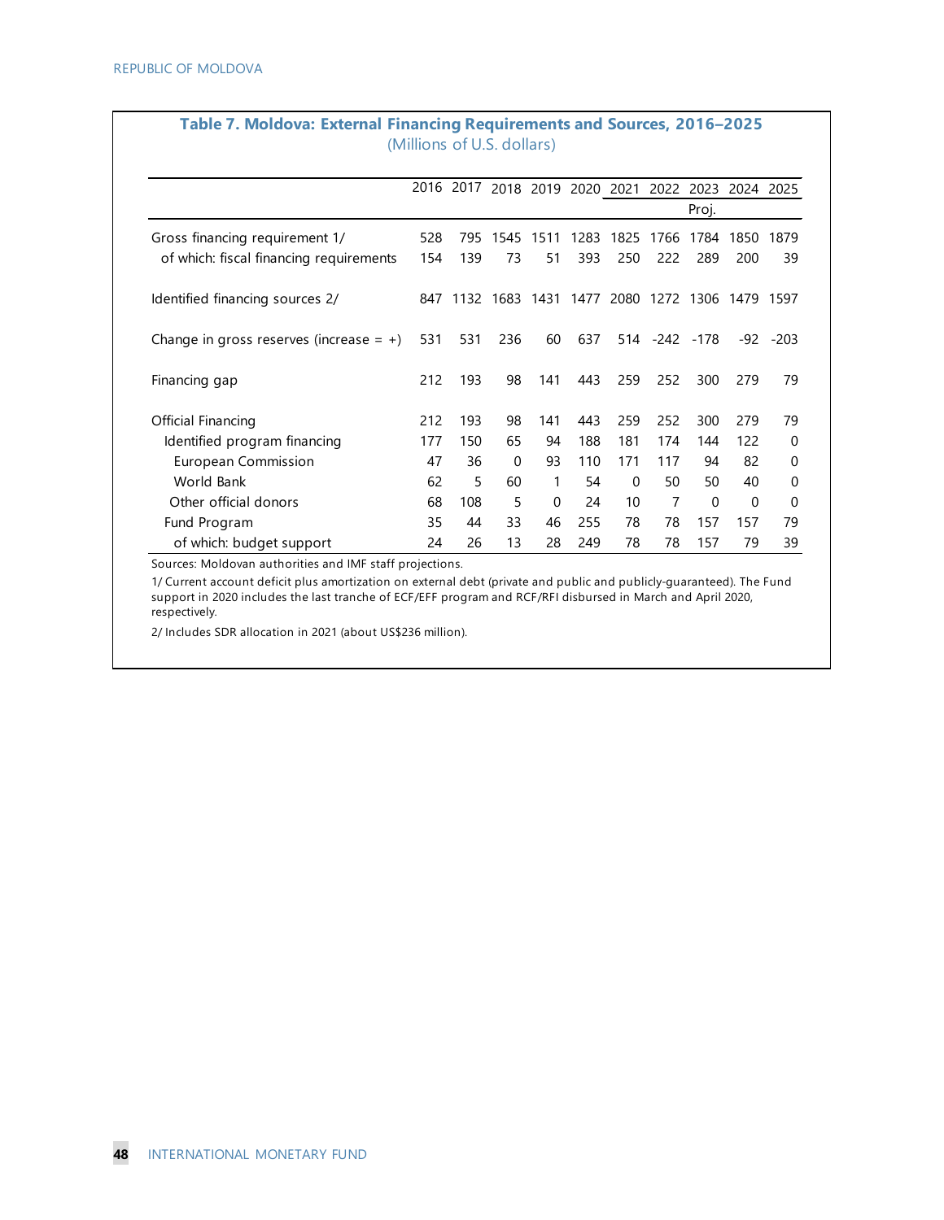**Table 7. Moldova: External Financing Requirements and Sources, 2016–2025**
(Millions of U.S. dollars)

| | 2016 | 2017 | 2018 | 2019 | 2020 | 2021 | 2022 | 2023 | 2024 | 2025 |
|---|---|---|---|---|---|---|---|---|---|---|
| | | | | | | | | Proj. | | |
| Gross financing requirement 1/ | 528 | 795 | 1545 | 1511 | 1283 | 1825 | 1766 | 1784 | 1850 | 1879 |
| of which: fiscal financing requirements | 154 | 139 | 73 | 51 | 393 | 250 | 222 | 289 | 200 | 39 |
| Identified financing sources 2/ | 847 | 1132 | 1683 | 1431 | 1477 | 2080 | 1272 | 1306 | 1479 | 1597 |
| Change in gross reserves (increase = +) | 531 | 531 | 236 | 60 | 637 | 514 | -242 | -178 | -92 | -203 |
| Financing gap | 212 | 193 | 98 | 141 | 443 | 259 | 252 | 300 | 279 | 79 |
| Official Financing | 212 | 193 | 98 | 141 | 443 | 259 | 252 | 300 | 279 | 79 |
| Identified program financing | 177 | 150 | 65 | 94 | 188 | 181 | 174 | 144 | 122 | 0 |
| European Commission | 47 | 36 | 0 | 93 | 110 | 171 | 117 | 94 | 82 | 0 |
| World Bank | 62 | 5 | 60 | 1 | 54 | 0 | 50 | 50 | 40 | 0 |
| Other official donors | 68 | 108 | 5 | 0 | 24 | 10 | 7 | 0 | 0 | 0 |
| Fund Program | 35 | 44 | 33 | 46 | 255 | 78 | 78 | 157 | 157 | 79 |
| of which: budget support | 24 | 26 | 13 | 28 | 249 | 78 | 78 | 157 | 79 | 39 |

Sources: Moldovan authorities and IMF staff projections.

1/ Current account deficit plus amortization on external debt (private and public and publicly-guaranteed). The Fund support in 2020 includes the last tranche of ECF/EFF program and RCF/RFI disbursed in March and April 2020, respectively.

2/ Includes SDR allocation in 2021 (about US$236 million).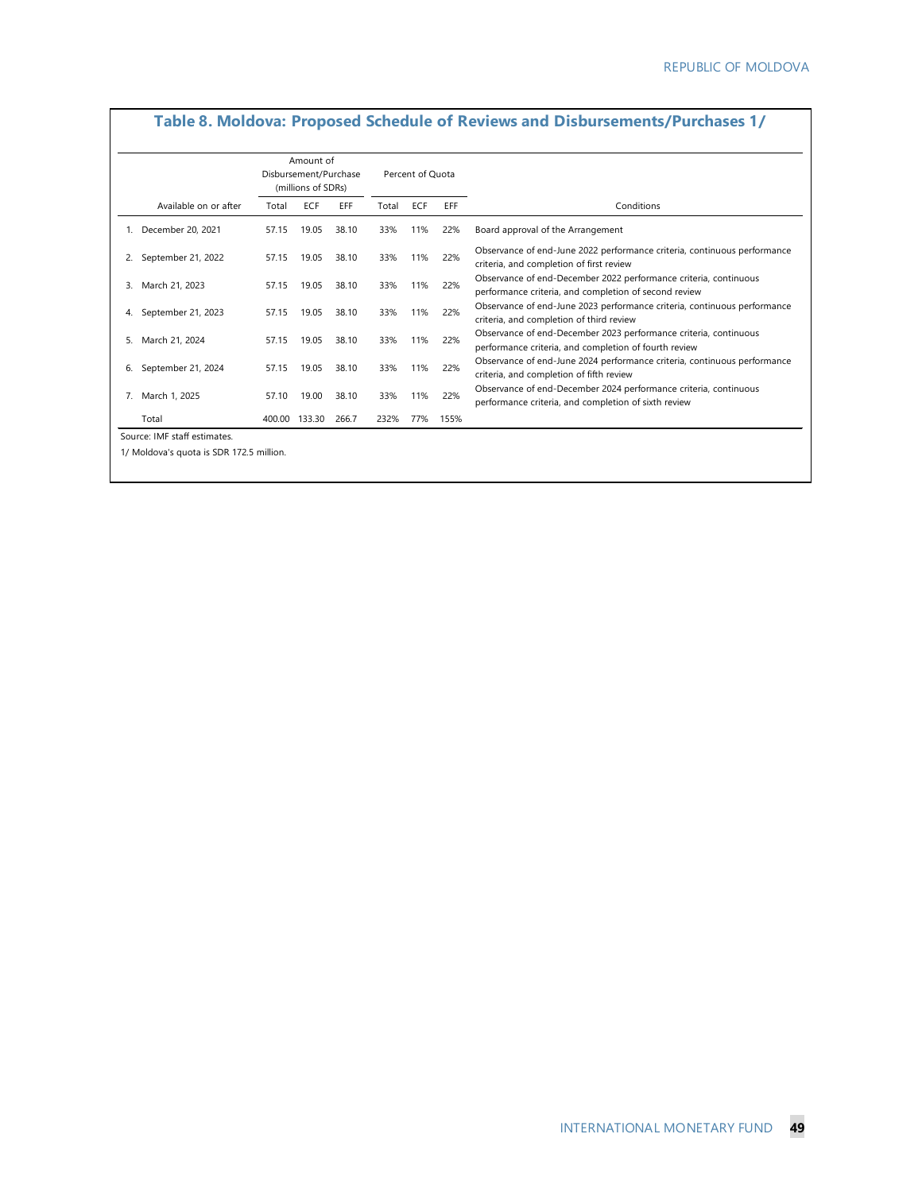## Table 8. Moldova: Proposed Schedule of Reviews and Disbursements/Purchases 1/

| | Amount of Disbursement/Purchase (millions of SDRs) | | | Percent of Quota | | | |
|---|---|---|---|---|---|---|---|
| Available on or after | Total | ECF | EFF | Total | ECF | EFF | Conditions |
| 1. December 20, 2021 | 57.15 | 19.05 | 38.10 | 33% | 11% | 22% | Board approval of the Arrangement |
| 2. September 21, 2022 | 57.15 | 19.05 | 38.10 | 33% | 11% | 22% | Observance of end-June 2022 performance criteria, continuous performance criteria, and completion of first review |
| 3. March 21, 2023 | 57.15 | 19.05 | 38.10 | 33% | 11% | 22% | Observance of end-December 2022 performance criteria, continuous performance criteria, and completion of second review |
| 4. September 21, 2023 | 57.15 | 19.05 | 38.10 | 33% | 11% | 22% | Observance of end-June 2023 performance criteria, continuous performance criteria, and completion of third review |
| 5. March 21, 2024 | 57.15 | 19.05 | 38.10 | 33% | 11% | 22% | Observance of end-December 2023 performance criteria, continuous performance criteria, and completion of fourth review |
| 6. September 21, 2024 | 57.15 | 19.05 | 38.10 | 33% | 11% | 22% | Observance of end-June 2024 performance criteria, continuous performance criteria, and completion of fifth review |
| 7. March 1, 2025 | 57.10 | 19.00 | 38.10 | 33% | 11% | 22% | Observance of end-December 2024 performance criteria, continuous performance criteria, and completion of sixth review |
| Total | 400.00 | 133.30 | 266.7 | 232% | 77% | 155% | |

Source: IMF staff estimates.

1/ Moldova's quota is SDR 172.5 million.